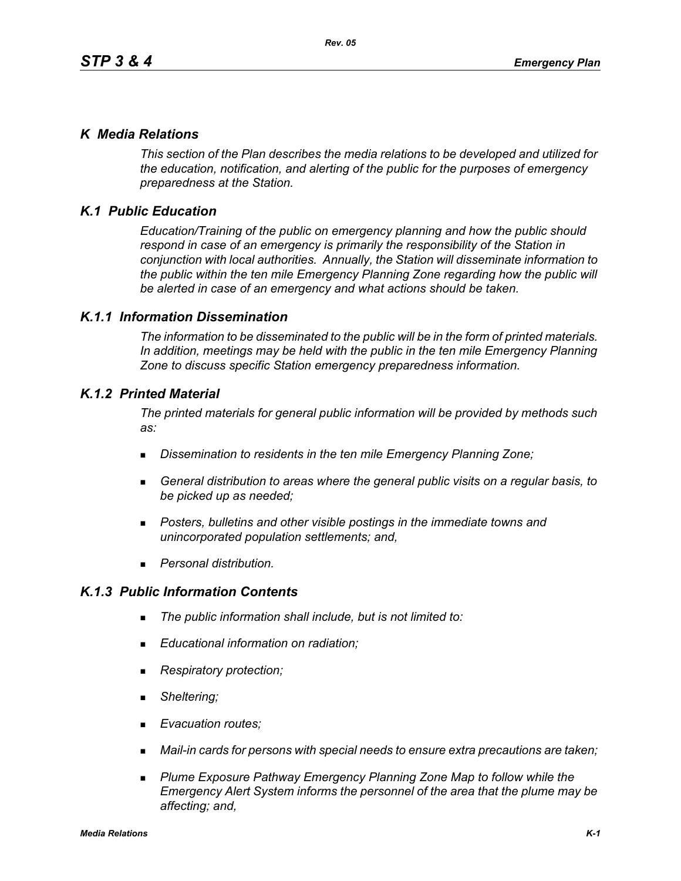## *K Media Relations*

*This section of the Plan describes the media relations to be developed and utilized for the education, notification, and alerting of the public for the purposes of emergency preparedness at the Station.*

## *K.1 Public Education*

*Education/Training of the public on emergency planning and how the public should respond in case of an emergency is primarily the responsibility of the Station in conjunction with local authorities. Annually, the Station will disseminate information to the public within the ten mile Emergency Planning Zone regarding how the public will be alerted in case of an emergency and what actions should be taken.*

### *K.1.1 Information Dissemination*

*The information to be disseminated to the public will be in the form of printed materials. In addition, meetings may be held with the public in the ten mile Emergency Planning Zone to discuss specific Station emergency preparedness information.*

### *K.1.2 Printed Material*

*The printed materials for general public information will be provided by methods such as:*

- *Dissemination to residents in the ten mile Emergency Planning Zone;*
- *General distribution to areas where the general public visits on a regular basis, to be picked up as needed;*
- *Posters, bulletins and other visible postings in the immediate towns and unincorporated population settlements; and,*
- *Personal distribution.*

### *K.1.3 Public Information Contents*

- *The public information shall include, but is not limited to:*
- *Educational information on radiation;*
- *Respiratory protection;*
- *Sheltering;*
- *Evacuation routes;*
- *Mail-in cards for persons with special needs to ensure extra precautions are taken;*
- *Plume Exposure Pathway Emergency Planning Zone Map to follow while the Emergency Alert System informs the personnel of the area that the plume may be affecting; and,*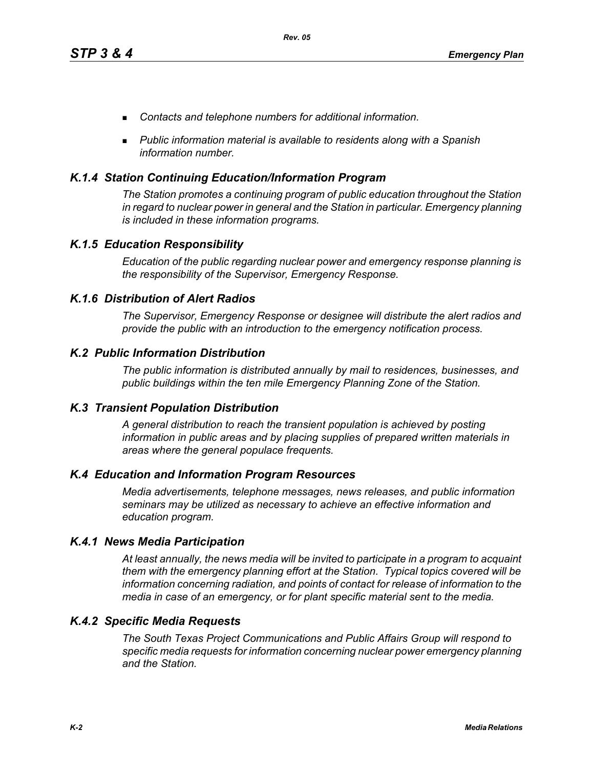- *Contacts and telephone numbers for additional information.*
- *Public information material is available to residents along with a Spanish information number.*

### *K.1.4 Station Continuing Education/Information Program*

*The Station promotes a continuing program of public education throughout the Station in regard to nuclear power in general and the Station in particular. Emergency planning is included in these information programs.*

### *K.1.5 Education Responsibility*

*Education of the public regarding nuclear power and emergency response planning is the responsibility of the Supervisor, Emergency Response.*

### *K.1.6 Distribution of Alert Radios*

*The Supervisor, Emergency Response or designee will distribute the alert radios and provide the public with an introduction to the emergency notification process.*

## *K.2 Public Information Distribution*

*The public information is distributed annually by mail to residences, businesses, and public buildings within the ten mile Emergency Planning Zone of the Station.*

## *K.3 Transient Population Distribution*

*A general distribution to reach the transient population is achieved by posting information in public areas and by placing supplies of prepared written materials in areas where the general populace frequents.*

## *K.4 Education and Information Program Resources*

*Media advertisements, telephone messages, news releases, and public information seminars may be utilized as necessary to achieve an effective information and education program.*

### *K.4.1 News Media Participation*

*At least annually, the news media will be invited to participate in a program to acquaint them with the emergency planning effort at the Station. Typical topics covered will be information concerning radiation, and points of contact for release of information to the media in case of an emergency, or for plant specific material sent to the media.*

### *K.4.2 Specific Media Requests*

*The South Texas Project Communications and Public Affairs Group will respond to specific media requests for information concerning nuclear power emergency planning and the Station.*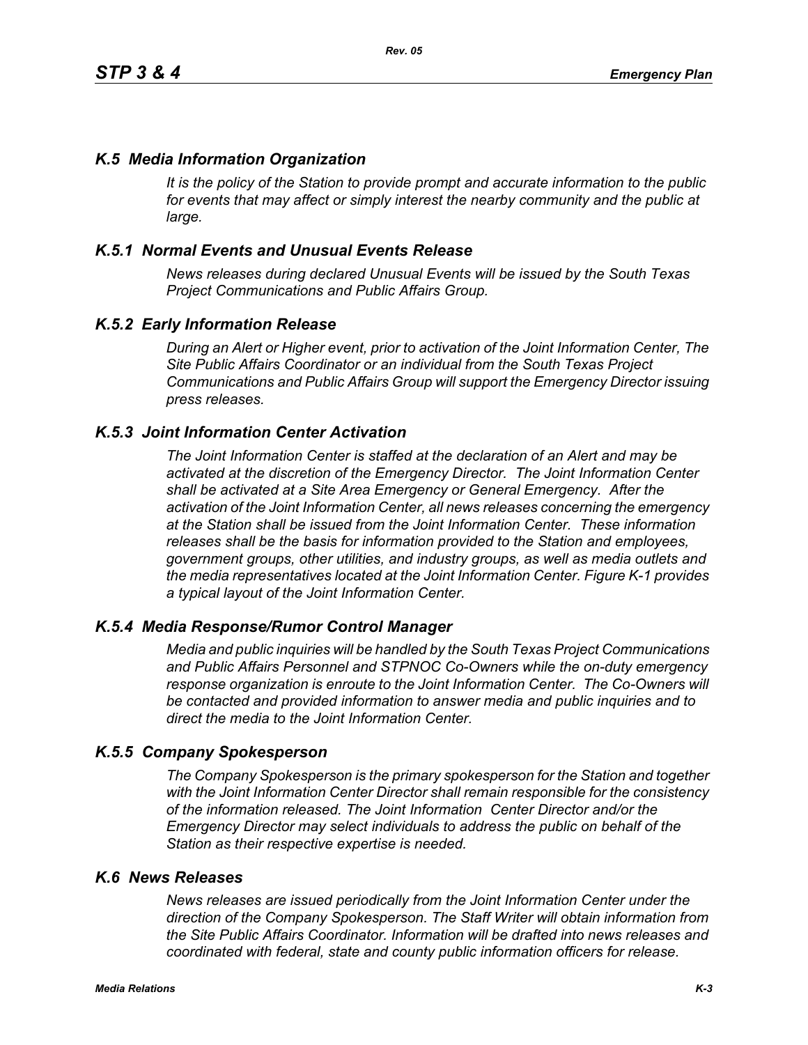## *K.5 Media Information Organization*

*It is the policy of the Station to provide prompt and accurate information to the public for events that may affect or simply interest the nearby community and the public at large.*

### *K.5.1 Normal Events and Unusual Events Release*

*News releases during declared Unusual Events will be issued by the South Texas Project Communications and Public Affairs Group.*

### *K.5.2 Early Information Release*

*During an Alert or Higher event, prior to activation of the Joint Information Center, The Site Public Affairs Coordinator or an individual from the South Texas Project Communications and Public Affairs Group will support the Emergency Director issuing press releases.*

### *K.5.3 Joint Information Center Activation*

*The Joint Information Center is staffed at the declaration of an Alert and may be activated at the discretion of the Emergency Director. The Joint Information Center shall be activated at a Site Area Emergency or General Emergency. After the activation of the Joint Information Center, all news releases concerning the emergency at the Station shall be issued from the Joint Information Center. These information releases shall be the basis for information provided to the Station and employees, government groups, other utilities, and industry groups, as well as media outlets and the media representatives located at the Joint Information Center. Figure K-1 provides a typical layout of the Joint Information Center.*

### *K.5.4 Media Response/Rumor Control Manager*

*Media and public inquiries will be handled by the South Texas Project Communications and Public Affairs Personnel and STPNOC Co-Owners while the on-duty emergency response organization is enroute to the Joint Information Center. The Co-Owners will be contacted and provided information to answer media and public inquiries and to direct the media to the Joint Information Center.*

### *K.5.5 Company Spokesperson*

*The Company Spokesperson is the primary spokesperson for the Station and together with the Joint Information Center Director shall remain responsible for the consistency of the information released. The Joint Information Center Director and/or the Emergency Director may select individuals to address the public on behalf of the Station as their respective expertise is needed.*

## *K.6 News Releases*

*News releases are issued periodically from the Joint Information Center under the direction of the Company Spokesperson. The Staff Writer will obtain information from the Site Public Affairs Coordinator. Information will be drafted into news releases and coordinated with federal, state and county public information officers for release.*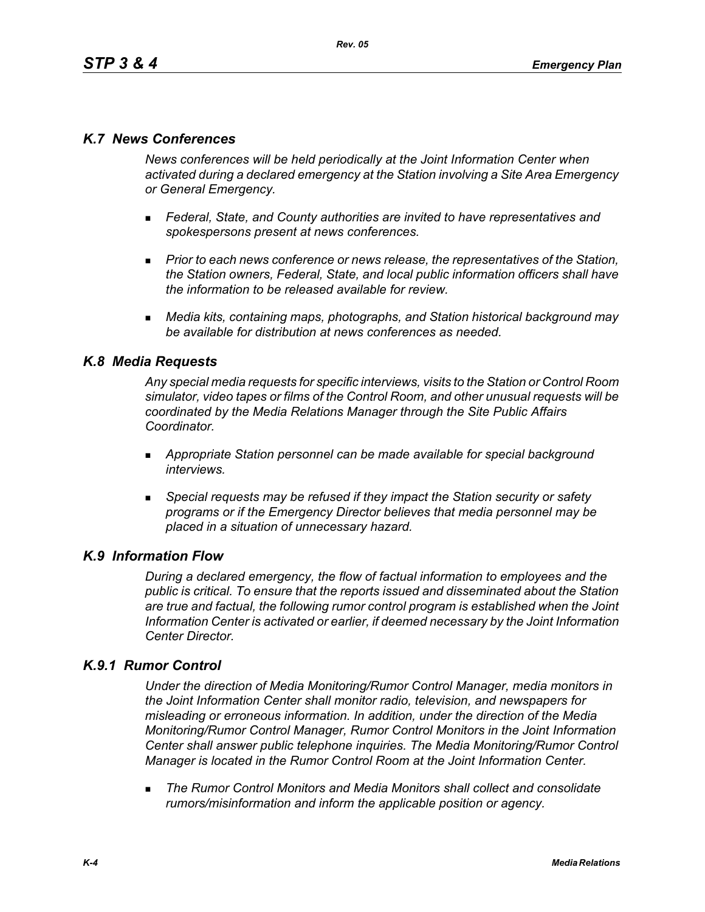## *K.7 News Conferences*

*News conferences will be held periodically at the Joint Information Center when activated during a declared emergency at the Station involving a Site Area Emergency or General Emergency.*

- *Federal, State, and County authorities are invited to have representatives and spokespersons present at news conferences.*
- *Prior to each news conference or news release, the representatives of the Station, the Station owners, Federal, State, and local public information officers shall have the information to be released available for review.*
- *Media kits, containing maps, photographs, and Station historical background may be available for distribution at news conferences as needed.*

## *K.8 Media Requests*

*Any special media requests for specific interviews, visits to the Station or Control Room simulator, video tapes or films of the Control Room, and other unusual requests will be coordinated by the Media Relations Manager through the Site Public Affairs Coordinator.*

- *Appropriate Station personnel can be made available for special background interviews.*
- *Special requests may be refused if they impact the Station security or safety programs or if the Emergency Director believes that media personnel may be placed in a situation of unnecessary hazard.*

## *K.9 Information Flow*

*During a declared emergency, the flow of factual information to employees and the public is critical. To ensure that the reports issued and disseminated about the Station are true and factual, the following rumor control program is established when the Joint Information Center is activated or earlier, if deemed necessary by the Joint Information Center Director.*

### *K.9.1 Rumor Control*

*Under the direction of Media Monitoring/Rumor Control Manager, media monitors in the Joint Information Center shall monitor radio, television, and newspapers for misleading or erroneous information. In addition, under the direction of the Media Monitoring/Rumor Control Manager, Rumor Control Monitors in the Joint Information Center shall answer public telephone inquiries. The Media Monitoring/Rumor Control Manager is located in the Rumor Control Room at the Joint Information Center.*

- *The Rumor Control Monitors and Media Monitors shall collect and consolidate rumors/misinformation and inform the applicable position or agency.*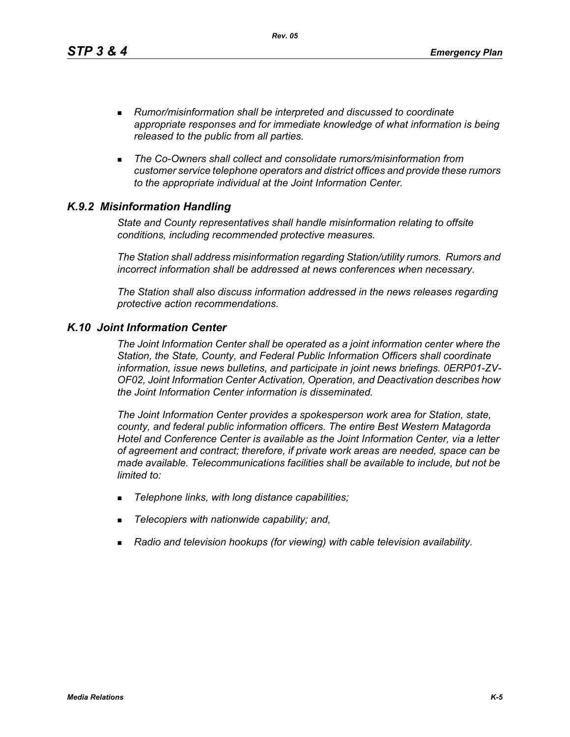- *Rumor/misinformation shall be interpreted and discussed to coordinate appropriate responses and for immediate knowledge of what information is being released to the public from all parties.*

- *The Co-Owners shall collect and consolidate rumors/misinformation from customer service telephone operators and district offices and provide these rumors to the appropriate individual at the Joint Information Center.*

### *K.9.2 Misinformation Handling*

*State and County representatives shall handle misinformation relating to offsite conditions, including recommended protective measures.*

*The Station shall address misinformation regarding Station/utility rumors. Rumors and incorrect information shall be addressed at news conferences when necessary.*

*The Station shall also discuss information addressed in the news releases regarding protective action recommendations.*

## *K.10 Joint Information Center*

*The Joint Information Center shall be operated as a joint information center where the Station, the State, County, and Federal Public Information Officers shall coordinate information, issue news bulletins, and participate in joint news briefings. 0ERP01-ZV-OF02, Joint Information Center Activation, Operation, and Deactivation describes how the Joint Information Center information is disseminated.*

*The Joint Information Center provides a spokesperson work area for Station, state, county, and federal public information officers. The entire Best Western Matagorda Hotel and Conference Center is available as the Joint Information Center, via a letter of agreement and contract; therefore, if private work areas are needed, space can be made available. Telecommunications facilities shall be available to include, but not be limited to:*

- *Telephone links, with long distance capabilities;*

- *Telecopiers with nationwide capability; and,*

- *Radio and television hookups (for viewing) with cable television availability.*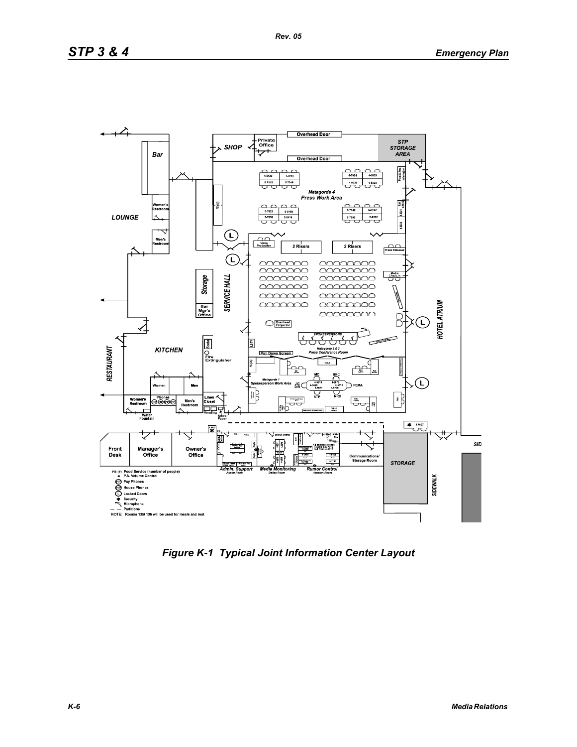Overhead Door

Private Office

SHOP

STP STORAGE AREA

Overhead Door

Bar

Matagorda 4
Press Work Area

LOUNGE

Women's Restroom

Men's Restroom

Video Production

2 Risers

2 Risers

Press Releases

Media Check-In

Storage

Bar Mgr's Office

SERVICE HALL

HOTEL ATRIUM

Overhead Projector

SPOKESPERSONS

KITCHEN

Fire Extinguisher

Pull Down Screen

Matagorda 2 & 3
Press Conference Room

RESTAURANT

Matagorda 1
Spokesperson Work Area

JIC DIR

MC

BRC

FEMA

STP

NRC

Women

Men

Women's Restroom

Phones

Men's Restroom

Linen Closet

Vending

News Paper

Water Fountain

Front Desk

Manager's Office

Owner's Office

Admin. Support
Austin Room

Media Monitoring
Dallas Room

Rumor Control
Houston Room

Communications/ Storage Room

STORAGE

SIDEWALK

FS (#) Food Service (number of people)
P.A. Volume Control
Pay Phones
House Phones
Locked Doors
Security
Microphone
Partitions
NOTE: Rooms 135/ 136 will be used for meals and rest

*Figure K-1 Typical Joint Information Center Layout*